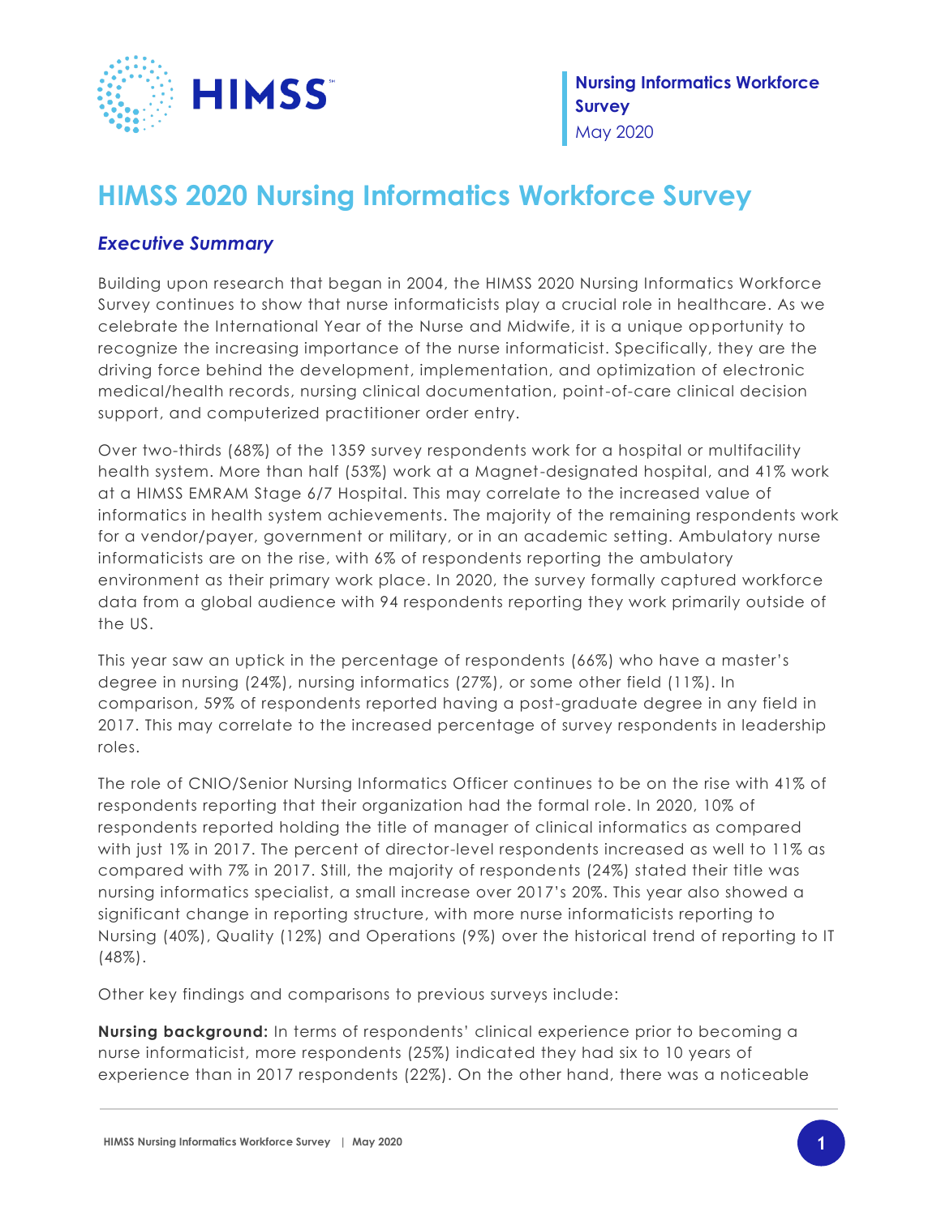# HIMSS 2020 Nursing Informatics Workforce Survey

## *Executive Summary*

Building upon research that began in 2004, the HIMSS 2020 Nursing Informatics Workforce Survey continues to show that nurse informaticists play a crucial role in healthcare. As we celebrate the International Year of the Nurse and Midwife, it is a unique opportunity to recognize the increasing importance of the nurse informaticist. Specifically, they are the driving force behind the development, implementation, and optimization of electronic medical/health records, nursing clinical documentation, point-of-care clinical decision support, and computerized practitioner order entry.

Over two-thirds (68%) of the 1359 survey respondents work for a hospital or multifacility health system. More than half (53%) work at a Magnet-designated hospital, and 41% work at a HIMSS EMRAM Stage 6/7 Hospital. This may correlate to the increased value of informatics in health system achievements. The majority of the remaining respondents work for a vendor/payer, government or military, or in an academic setting. Ambulatory nurse informaticists are on the rise, with 6% of respondents reporting the ambulatory environment as their primary work place. In 2020, the survey formally captured workforce data from a global audience with 94 respondents reporting they work primarily outside of the US.

This year saw an uptick in the percentage of respondents (66%) who have a master's degree in nursing (24%), nursing informatics (27%), or some other field (11%). In comparison, 59% of respondents reported having a post-graduate degree in any field in 2017. This may correlate to the increased percentage of survey respondents in leadership roles.

The role of CNIO/Senior Nursing Informatics Officer continues to be on the rise with 41% of respondents reporting that their organization had the formal role. In 2020, 10% of respondents reported holding the title of manager of clinical informatics as compared with just 1% in 2017. The percent of director-level respondents increased as well to 11% as compared with 7% in 2017. Still, the majority of respondents (24%) stated their title was nursing informatics specialist, a small increase over 2017's 20%. This year also showed a significant change in reporting structure, with more nurse informaticists reporting to Nursing (40%), Quality (12%) and Operations (9%) over the historical trend of reporting to IT (48%).

Other key findings and comparisons to previous surveys include:

**Nursing background:** In terms of respondents' clinical experience prior to becoming a nurse informaticist, more respondents (25%) indicated they had six to 10 years of experience than in 2017 respondents (22%). On the other hand, there was a noticeable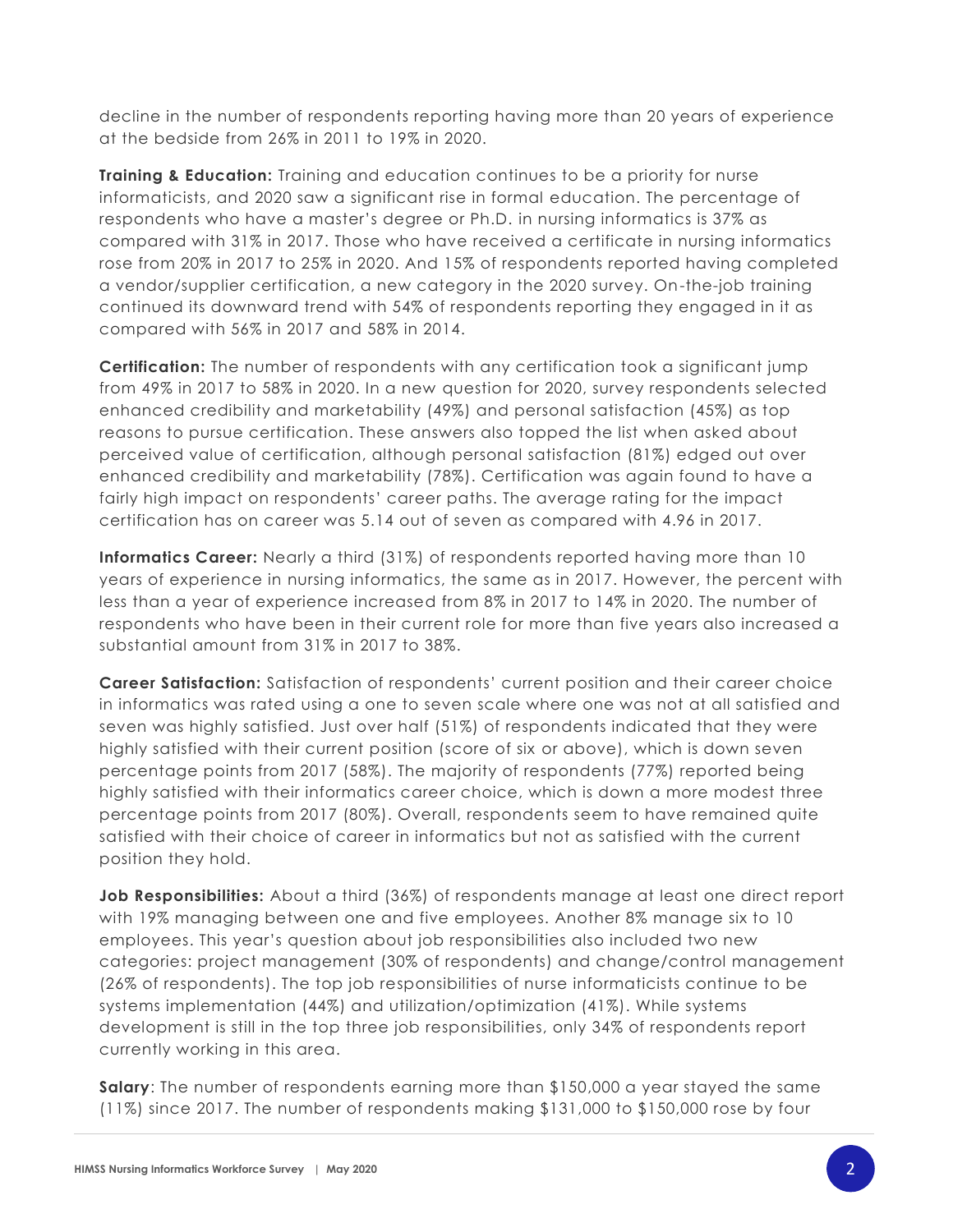decline in the number of respondents reporting having more than 20 years of experience at the bedside from 26% in 2011 to 19% in 2020.

**Training & Education:** Training and education continues to be a priority for nurse informaticists, and 2020 saw a significant rise in formal education. The percentage of respondents who have a master's degree or Ph.D. in nursing informatics is 37% as compared with 31% in 2017. Those who have received a certificate in nursing informatics rose from 20% in 2017 to 25% in 2020. And 15% of respondents reported having completed a vendor/supplier certification, a new category in the 2020 survey. On-the-job training continued its downward trend with 54% of respondents reporting they engaged in it as compared with 56% in 2017 and 58% in 2014.

**Certification:** The number of respondents with any certification took a significant jump from 49% in 2017 to 58% in 2020. In a new question for 2020, survey respondents selected enhanced credibility and marketability (49%) and personal satisfaction (45%) as top reasons to pursue certification. These answers also topped the list when asked about perceived value of certification, although personal satisfaction (81%) edged out over enhanced credibility and marketability (78%). Certification was again found to have a fairly high impact on respondents' career paths. The average rating for the impact certification has on career was 5.14 out of seven as compared with 4.96 in 2017.

**Informatics Career:** Nearly a third (31%) of respondents reported having more than 10 years of experience in nursing informatics, the same as in 2017. However, the percent with less than a year of experience increased from 8% in 2017 to 14% in 2020. The number of respondents who have been in their current role for more than five years also increased a substantial amount from 31% in 2017 to 38%.

**Career Satisfaction:** Satisfaction of respondents' current position and their career choice in informatics was rated using a one to seven scale where one was not at all satisfied and seven was highly satisfied. Just over half (51%) of respondents indicated that they were highly satisfied with their current position (score of six or above), which is down seven percentage points from 2017 (58%). The majority of respondents (77%) reported being highly satisfied with their informatics career choice, which is down a more modest three percentage points from 2017 (80%). Overall, respondents seem to have remained quite satisfied with their choice of career in informatics but not as satisfied with the current position they hold.

**Job Responsibilities:** About a third (36%) of respondents manage at least one direct report with 19% managing between one and five employees. Another 8% manage six to 10 employees. This year's question about job responsibilities also included two new categories: project management (30% of respondents) and change/control management (26% of respondents). The top job responsibilities of nurse informaticists continue to be systems implementation (44%) and utilization/optimization (41%). While systems development is still in the top three job responsibilities, only 34% of respondents report currently working in this area.

**Salary**: The number of respondents earning more than $150,000 a year stayed the same (11%) since 2017. The number of respondents making $131,000 to $150,000 rose by four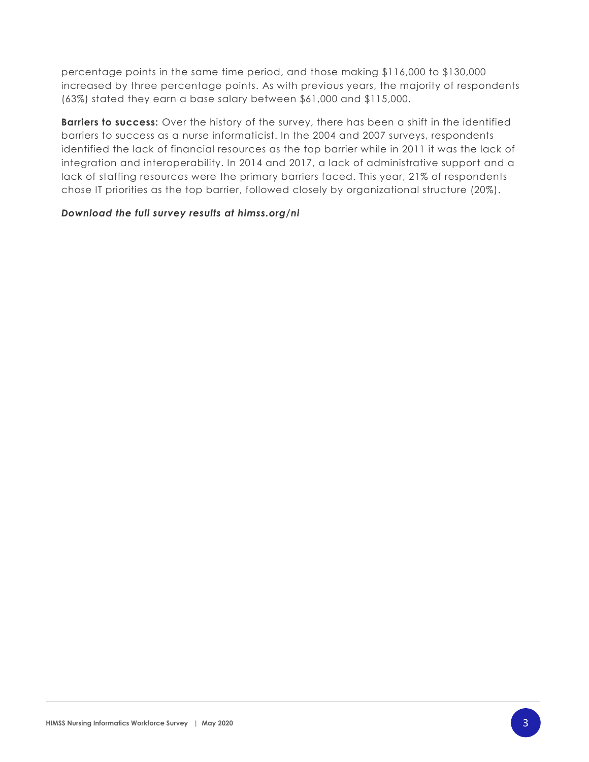percentage points in the same time period, and those making $116,000 to $130,000 increased by three percentage points. As with previous years, the majority of respondents (63%) stated they earn a base salary between $61,000 and $115,000.

**Barriers to success:** Over the history of the survey, there has been a shift in the identified barriers to success as a nurse informaticist. In the 2004 and 2007 surveys, respondents identified the lack of financial resources as the top barrier while in 2011 it was the lack of integration and interoperability. In 2014 and 2017, a lack of administrative support and a lack of staffing resources were the primary barriers faced. This year, 21% of respondents chose IT priorities as the top barrier, followed closely by organizational structure (20%).

***Download the full survey results at himss.org/ni***